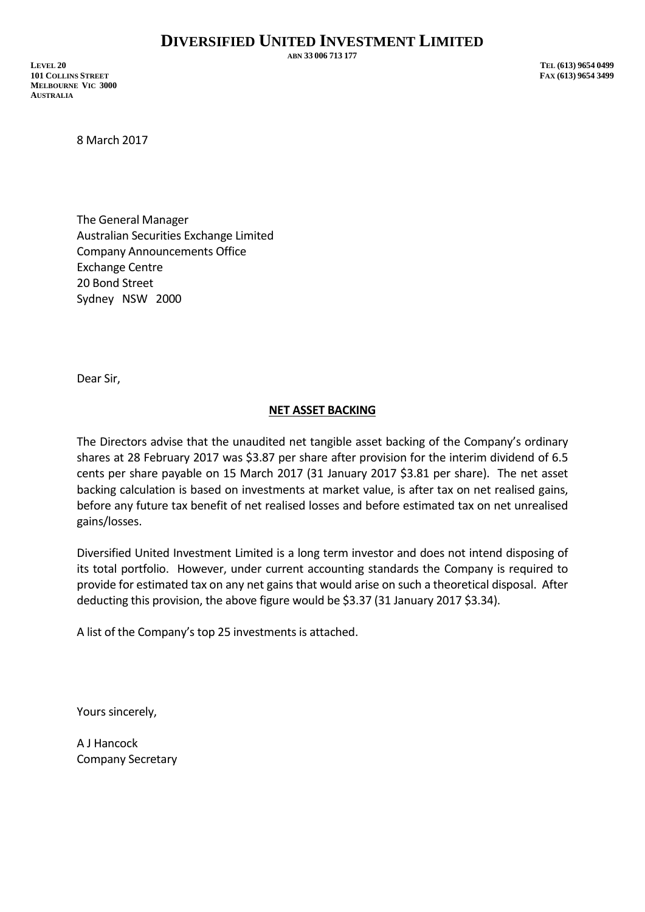# DIVERSIFIED UNITED INVESTMENT LIMITED

ABN 33 006 713 177

LEVEL 20
101 COLLINS STREET
MELBOURNE VIC 3000
AUSTRALIA

TEL (613) 9654 0499
FAX (613) 9654 3499

8 March 2017

The General Manager
Australian Securities Exchange Limited
Company Announcements Office
Exchange Centre
20 Bond Street
Sydney NSW 2000

Dear Sir,

**NET ASSET BACKING**

The Directors advise that the unaudited net tangible asset backing of the Company's ordinary shares at 28 February 2017 was $3.87 per share after provision for the interim dividend of 6.5 cents per share payable on 15 March 2017 (31 January 2017 $3.81 per share). The net asset backing calculation is based on investments at market value, is after tax on net realised gains, before any future tax benefit of net realised losses and before estimated tax on net unrealised gains/losses.

Diversified United Investment Limited is a long term investor and does not intend disposing of its total portfolio. However, under current accounting standards the Company is required to provide for estimated tax on any net gains that would arise on such a theoretical disposal. After deducting this provision, the above figure would be $3.37 (31 January 2017 $3.34).

A list of the Company's top 25 investments is attached.

Yours sincerely,

A J Hancock
Company Secretary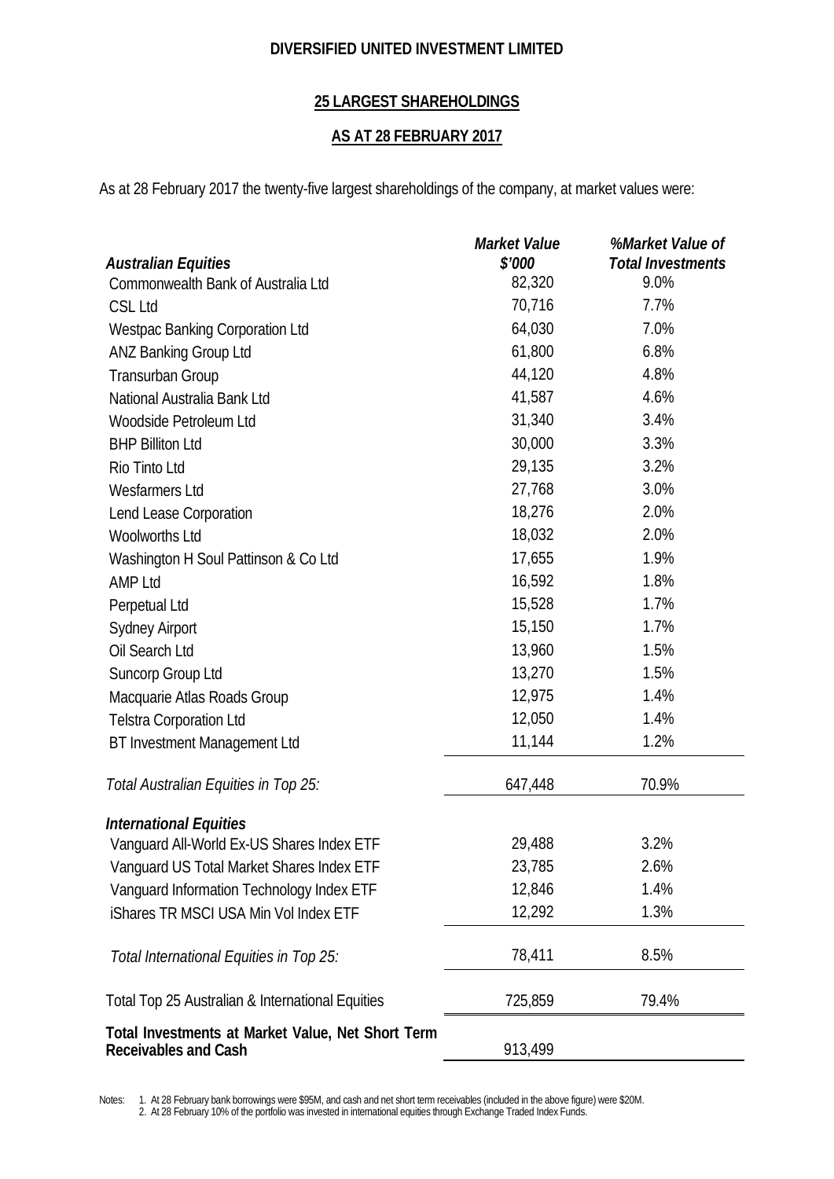**DIVERSIFIED UNITED INVESTMENT LIMITED**

**25 LARGEST SHAREHOLDINGS**

**AS AT 28 FEBRUARY 2017**

As at 28 February 2017 the twenty-five largest shareholdings of the company, at market values were:

| ***Australian Equities*** | ***Market Value $'000*** | ***%Market Value of Total Investments*** |
|---|---|---|
| Commonwealth Bank of Australia Ltd | 82,320 | 9.0% |
| CSL Ltd | 70,716 | 7.7% |
| Westpac Banking Corporation Ltd | 64,030 | 7.0% |
| ANZ Banking Group Ltd | 61,800 | 6.8% |
| Transurban Group | 44,120 | 4.8% |
| National Australia Bank Ltd | 41,587 | 4.6% |
| Woodside Petroleum Ltd | 31,340 | 3.4% |
| BHP Billiton Ltd | 30,000 | 3.3% |
| Rio Tinto Ltd | 29,135 | 3.2% |
| Wesfarmers Ltd | 27,768 | 3.0% |
| Lend Lease Corporation | 18,276 | 2.0% |
| Woolworths Ltd | 18,032 | 2.0% |
| Washington H Soul Pattinson & Co Ltd | 17,655 | 1.9% |
| AMP Ltd | 16,592 | 1.8% |
| Perpetual Ltd | 15,528 | 1.7% |
| Sydney Airport | 15,150 | 1.7% |
| Oil Search Ltd | 13,960 | 1.5% |
| Suncorp Group Ltd | 13,270 | 1.5% |
| Macquarie Atlas Roads Group | 12,975 | 1.4% |
| Telstra Corporation Ltd | 12,050 | 1.4% |
| BT Investment Management Ltd | 11,144 | 1.2% |
| *Total Australian Equities in Top 25:* | 647,448 | 70.9% |
| ***International Equities*** | | |
| Vanguard All-World Ex-US Shares Index ETF | 29,488 | 3.2% |
| Vanguard US Total Market Shares Index ETF | 23,785 | 2.6% |
| Vanguard Information Technology Index ETF | 12,846 | 1.4% |
| iShares TR MSCI USA Min Vol Index ETF | 12,292 | 1.3% |
| *Total International Equities in Top 25:* | 78,411 | 8.5% |
| Total Top 25 Australian & International Equities | 725,859 | 79.4% |
| **Total Investments at Market Value, Net Short Term Receivables and Cash** | 913,499 | |

Notes: 1. At 28 February bank borrowings were $95M, and cash and net short term receivables (included in the above figure) were $20M.
2. At 28 February 10% of the portfolio was invested in international equities through Exchange Traded Index Funds.